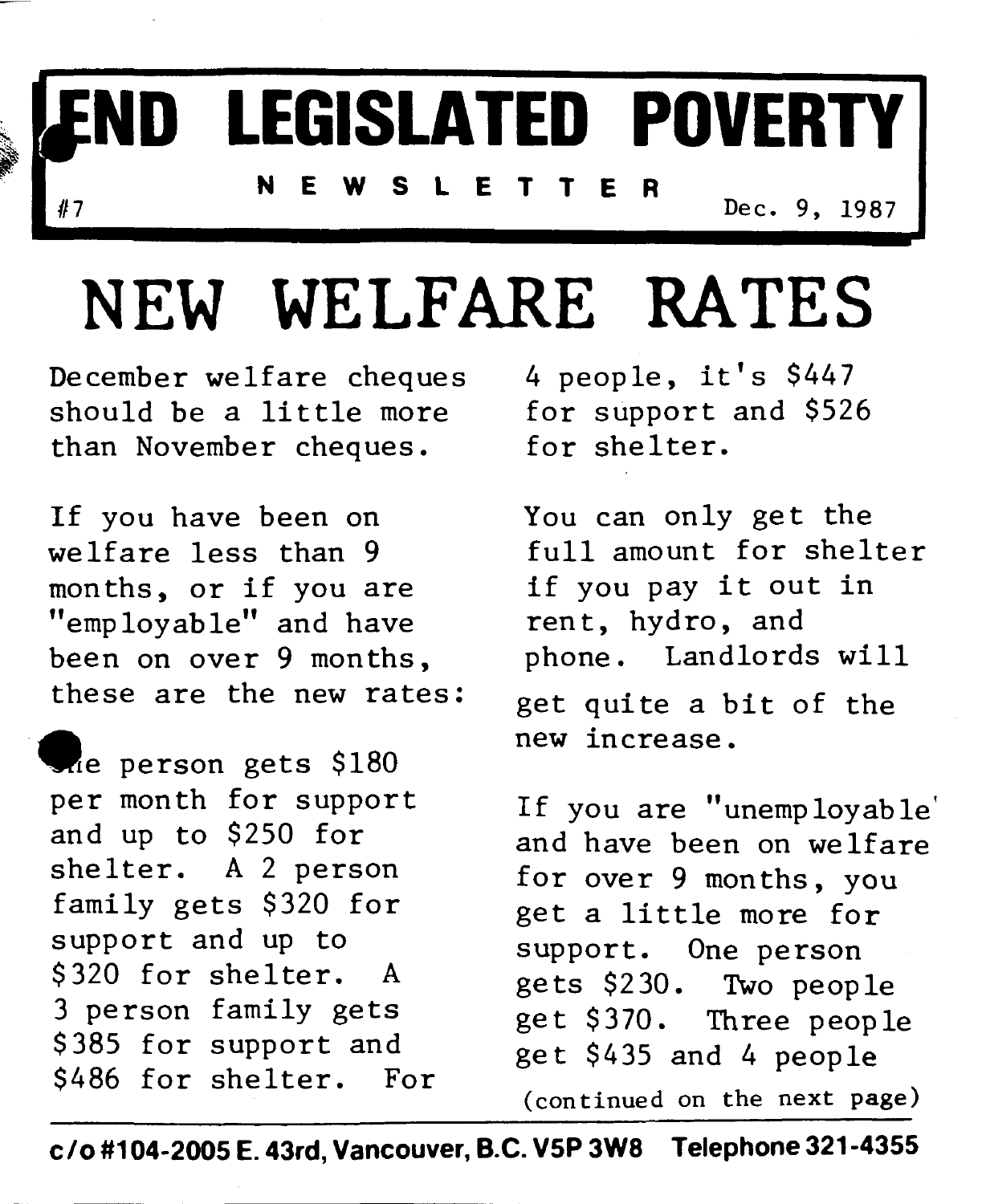# END LEGISLATED POVERTY

**N E W S L E T T E R**

#7 Dec. 9, 1987

# NEW WELFARE RATES

December welfare cheques should be a little more than November cheques.

If you have been on welfare less than 9 months, or if you are "employable" and have been on over 9 months, these are the new rates:

One person gets $180 per month for support and up to $250 for shelter. A 2 person family gets $320 for support and up to $320 for shelter. A 3 person family gets $385 for support and $486 for shelter. For 4 people, it's $447 for support and $526 for shelter.

You can only get the full amount for shelter if you pay it out in rent, hydro, and phone. Landlords will get quite a bit of the new increase.

If you are "unemployable" and have been on welfare for over 9 months, you get a little more for support. One person gets $230. Two people get $370. Three people get $435 and 4 people

(continued on the next page)

**c/o #104-2005 E. 43rd, Vancouver, B.C. V5P 3W8 Telephone 321-4355**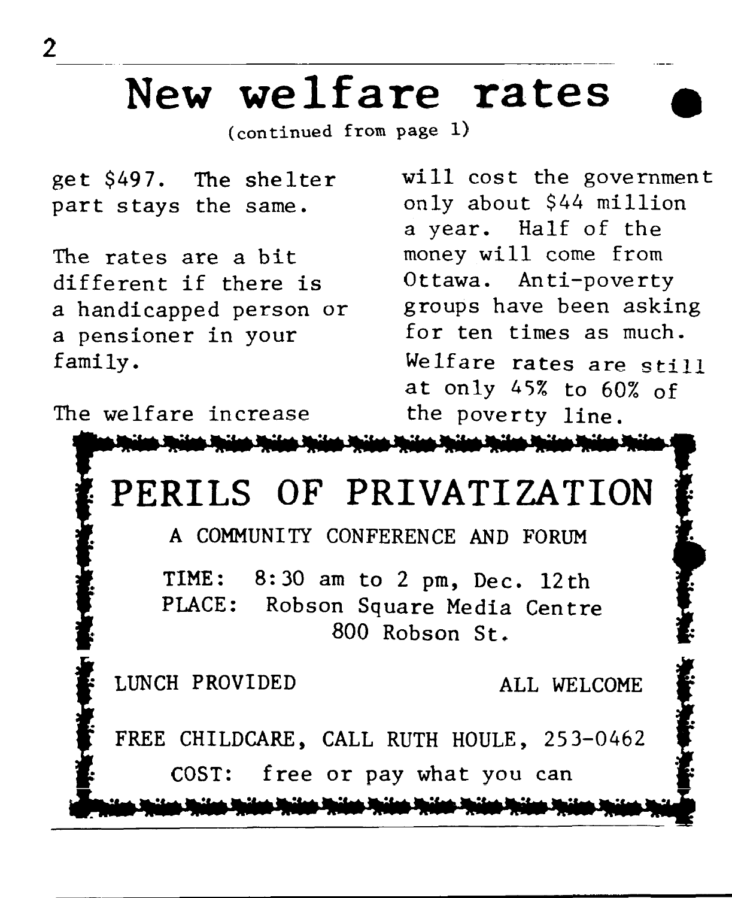# New welfare rates

(continued from page 1)

get $497. The shelter part stays the same.

The rates are a bit different if there is a handicapped person or a pensioner in your family.

The welfare increase will cost the government only about $44 million a year. Half of the money will come from Ottawa. Anti-poverty groups have been asking for ten times as much.

Welfare rates are still at only 45% to 60% of the poverty line.

## PERILS OF PRIVATIZATION

A COMMUNITY CONFERENCE AND FORUM

TIME: 8:30 am to 2 pm, Dec. 12th
PLACE: Robson Square Media Centre
800 Robson St.

LUNCH PROVIDED

ALL WELCOME

FREE CHILDCARE, CALL RUTH HOULE, 253-0462

COST: free or pay what you can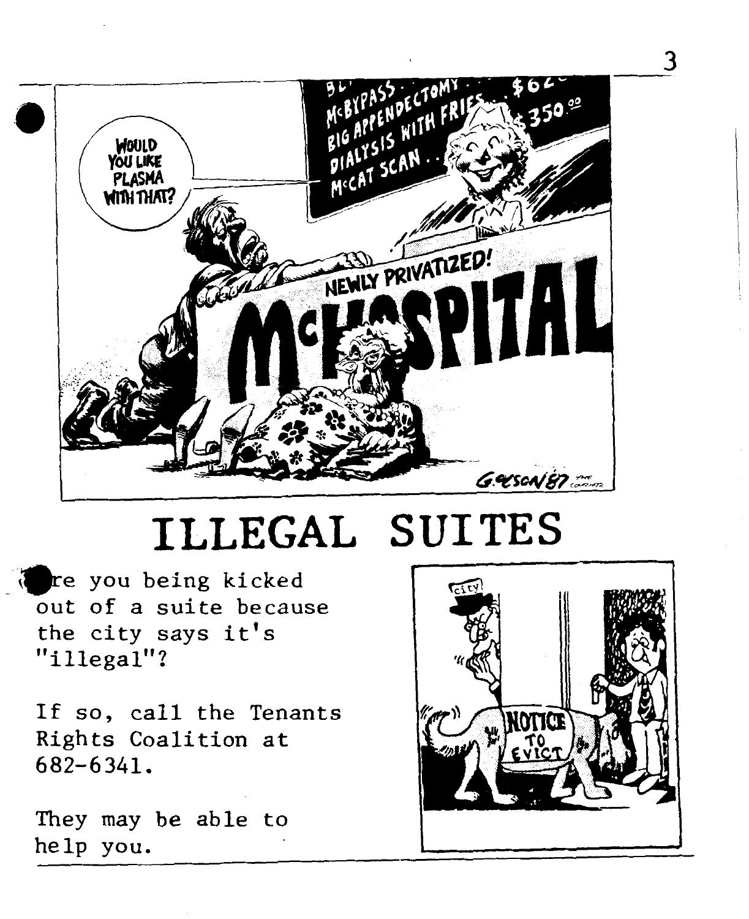# ILLEGAL SUITES

Are you being kicked out of a suite because the city says it's "illegal"?

If so, call the Tenants Rights Coalition at 682-6341.

They may be able to help you.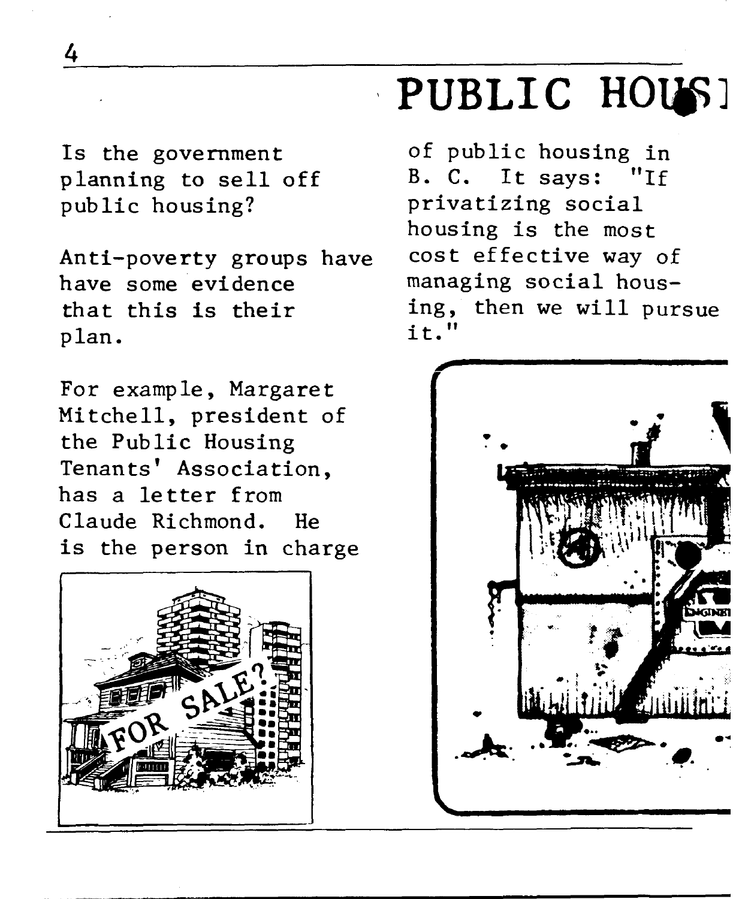# PUBLIC HOUSI

Is the government planning to sell off public housing?

Anti-poverty groups have have some evidence that this is their plan.

For example, Margaret Mitchell, president of the Public Housing Tenants' Association, has a letter from Claude Richmond. He is the person in charge of public housing in B. C. It says: "If privatizing social housing is the most cost effective way of managing social housing, then we will pursue it."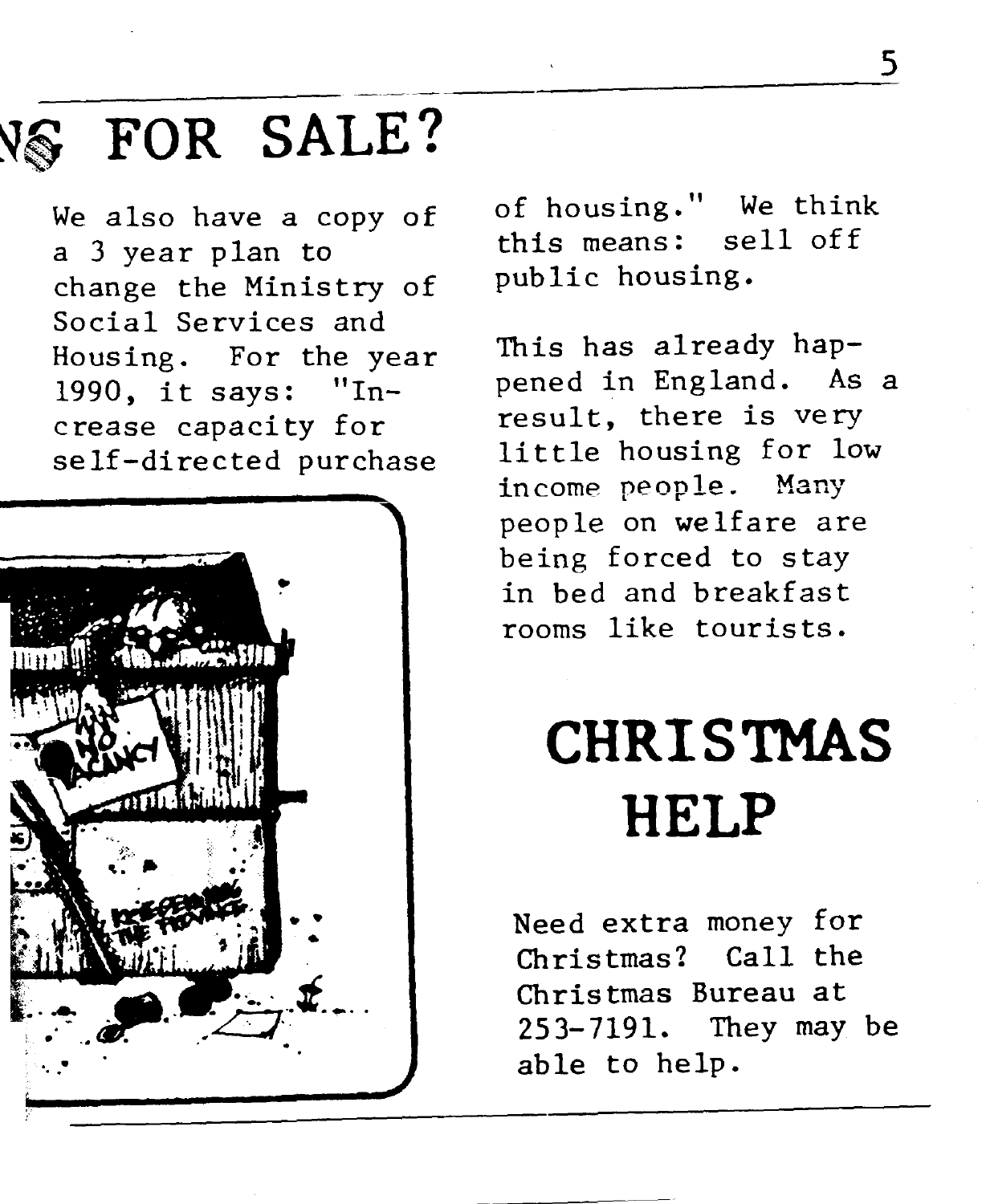# NG FOR SALE?

We also have a copy of a 3 year plan to change the Ministry of Social Services and Housing. For the year 1990, it says: "Increase capacity for self-directed purchase of housing." We think this means: sell off public housing.

This has already happened in England. As a result, there is very little housing for low income people. Many people on welfare are being forced to stay in bed and breakfast rooms like tourists.

# CHRISTMAS HELP

Need extra money for Christmas? Call the Christmas Bureau at 253-7191. They may be able to help.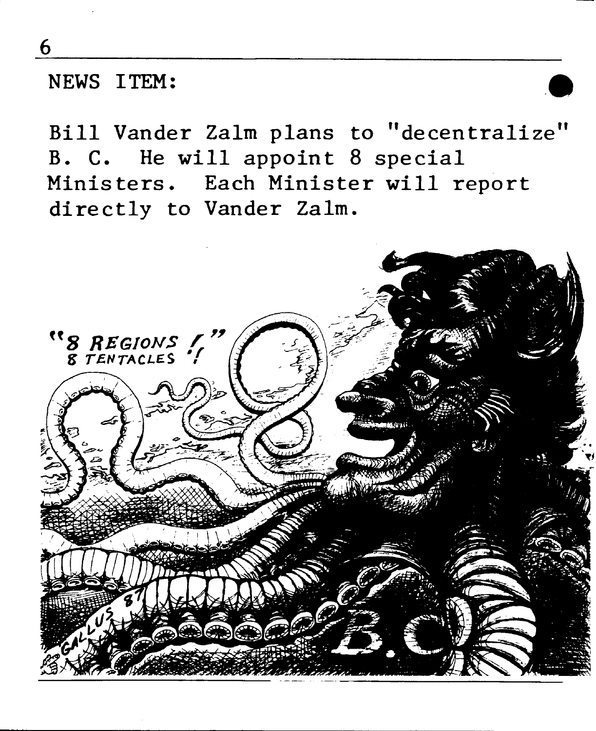NEWS ITEM:

Bill Vander Zalm plans to "decentralize" B. C. He will appoint 8 special Ministers. Each Minister will report directly to Vander Zalm.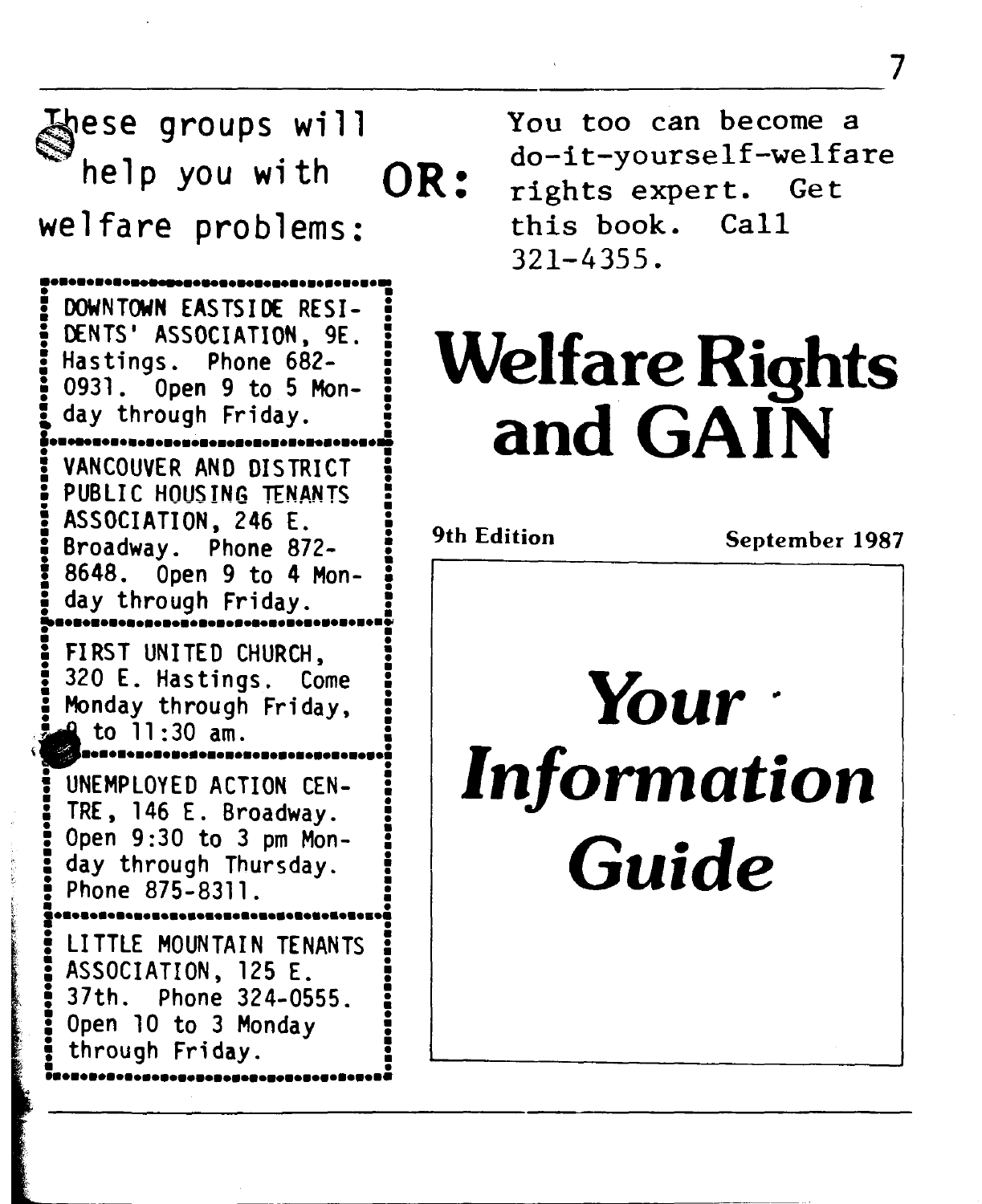These groups will help you with welfare problems:

**OR:**

You too can become a do-it-yourself-welfare rights expert. Get this book. Call 321-4355.

DOWNTOWN EASTSIDE RESIDENTS' ASSOCIATION, 9E. Hastings. Phone 682-0931. Open 9 to 5 Monday through Friday.

VANCOUVER AND DISTRICT PUBLIC HOUSING TENANTS ASSOCIATION, 246 E. Broadway. Phone 872-8648. Open 9 to 4 Monday through Friday.

FIRST UNITED CHURCH, 320 E. Hastings. Come Monday through Friday, 9 to 11:30 am.

UNEMPLOYED ACTION CENTRE, 146 E. Broadway. Open 9:30 to 3 pm Monday through Thursday. Phone 875-8311.

LITTLE MOUNTAIN TENANTS ASSOCIATION, 125 E. 37th. Phone 324-0555. Open 10 to 3 Monday through Friday.

# Welfare Rights and GAIN

**9th Edition** **September 1987**

## *Your Information Guide*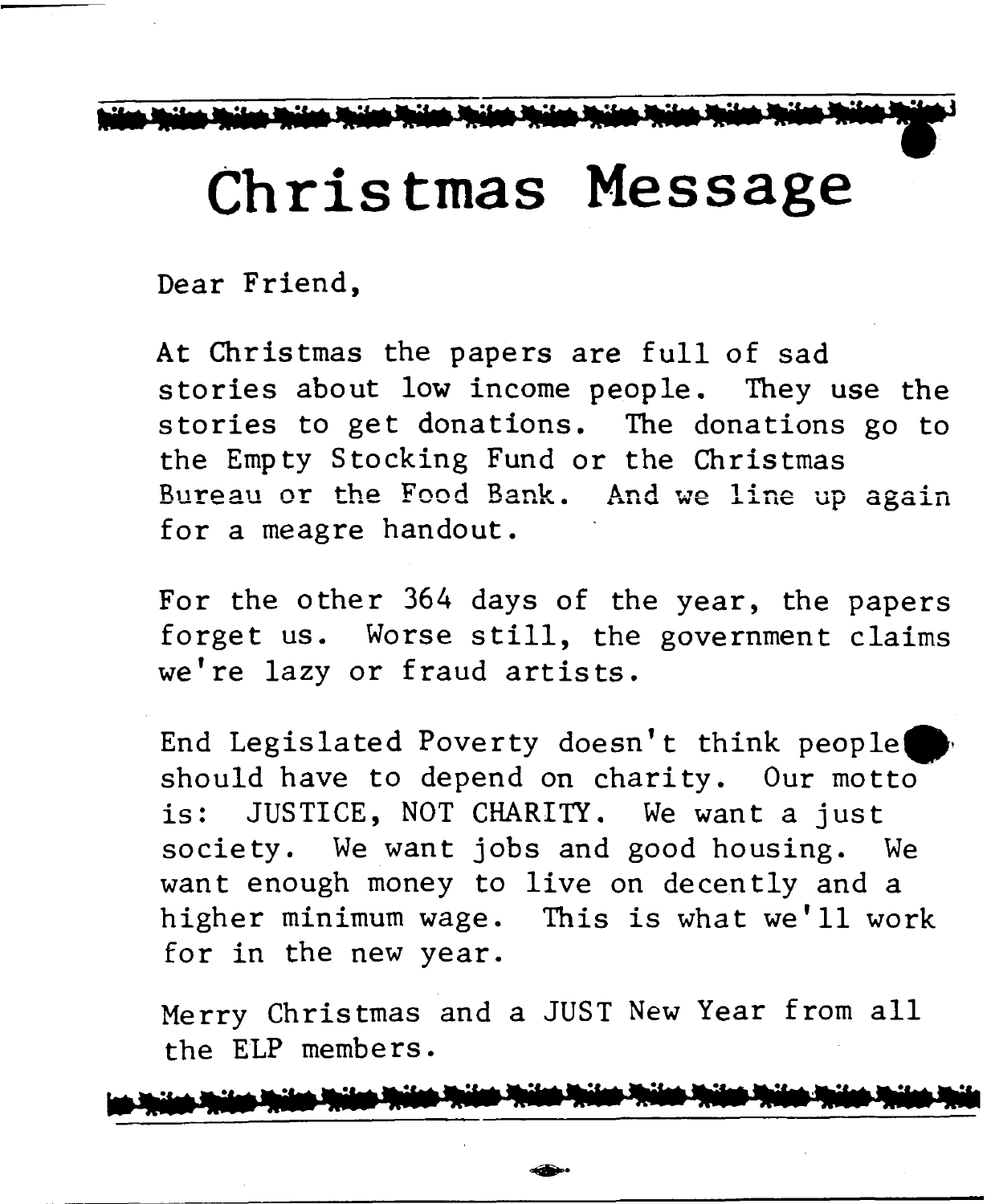# Christmas Message

Dear Friend,

At Christmas the papers are full of sad stories about low income people. They use the stories to get donations. The donations go to the Empty Stocking Fund or the Christmas Bureau or the Food Bank. And we line up again for a meagre handout.

For the other 364 days of the year, the papers forget us. Worse still, the government claims we're lazy or fraud artists.

End Legislated Poverty doesn't think people should have to depend on charity. Our motto is: JUSTICE, NOT CHARITY. We want a just society. We want jobs and good housing. We want enough money to live on decently and a higher minimum wage. This is what we'll work for in the new year.

Merry Christmas and a JUST New Year from all the ELP members.